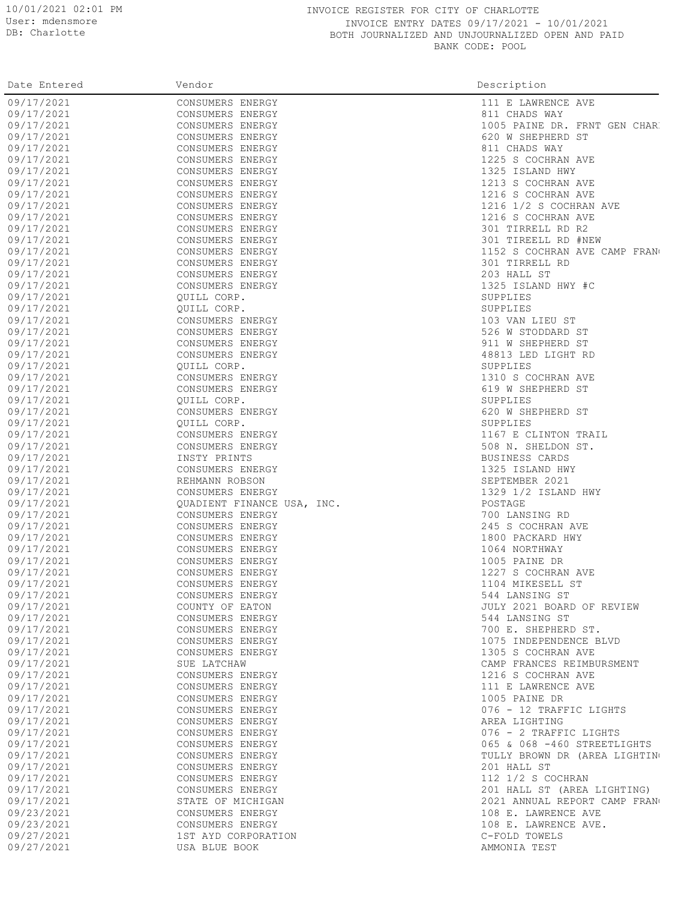10/01/2021 02:01 PM
User: mdensmore
DB: Charlotte

# INVOICE REGISTER FOR CITY OF CHARLOTTE

INVOICE ENTRY DATES 09/17/2021 - 10/01/2021
BOTH JOURNALIZED AND UNJOURNALIZED OPEN AND PAID
BANK CODE: POOL

| Date Entered | Vendor | Description |
|---|---|---|
| 09/17/2021 | CONSUMERS ENERGY | 111 E LAWRENCE AVE |
| 09/17/2021 | CONSUMERS ENERGY | 811 CHADS WAY |
| 09/17/2021 | CONSUMERS ENERGY | 1005 PAINE DR. FRNT GEN CHAR |
| 09/17/2021 | CONSUMERS ENERGY | 620 W SHEPHERD ST |
| 09/17/2021 | CONSUMERS ENERGY | 811 CHADS WAY |
| 09/17/2021 | CONSUMERS ENERGY | 1225 S COCHRAN AVE |
| 09/17/2021 | CONSUMERS ENERGY | 1325 ISLAND HWY |
| 09/17/2021 | CONSUMERS ENERGY | 1213 S COCHRAN AVE |
| 09/17/2021 | CONSUMERS ENERGY | 1216 S COCHRAN AVE |
| 09/17/2021 | CONSUMERS ENERGY | 1216 1/2 S COCHRAN AVE |
| 09/17/2021 | CONSUMERS ENERGY | 1216 S COCHRAN AVE |
| 09/17/2021 | CONSUMERS ENERGY | 301 TIRRELL RD R2 |
| 09/17/2021 | CONSUMERS ENERGY | 301 TIREELL RD #NEW |
| 09/17/2021 | CONSUMERS ENERGY | 1152 S COCHRAN AVE CAMP FRAN |
| 09/17/2021 | CONSUMERS ENERGY | 301 TIRRELL RD |
| 09/17/2021 | CONSUMERS ENERGY | 203 HALL ST |
| 09/17/2021 | CONSUMERS ENERGY | 1325 ISLAND HWY #C |
| 09/17/2021 | QUILL CORP. | SUPPLIES |
| 09/17/2021 | QUILL CORP. | SUPPLIES |
| 09/17/2021 | CONSUMERS ENERGY | 103 VAN LIEU ST |
| 09/17/2021 | CONSUMERS ENERGY | 526 W STODDARD ST |
| 09/17/2021 | CONSUMERS ENERGY | 911 W SHEPHERD ST |
| 09/17/2021 | CONSUMERS ENERGY | 48813 LED LIGHT RD |
| 09/17/2021 | QUILL CORP. | SUPPLIES |
| 09/17/2021 | CONSUMERS ENERGY | 1310 S COCHRAN AVE |
| 09/17/2021 | CONSUMERS ENERGY | 619 W SHEPHERD ST |
| 09/17/2021 | QUILL CORP. | SUPPLIES |
| 09/17/2021 | CONSUMERS ENERGY | 620 W SHEPHERD ST |
| 09/17/2021 | QUILL CORP. | SUPPLIES |
| 09/17/2021 | CONSUMERS ENERGY | 1167 E CLINTON TRAIL |
| 09/17/2021 | CONSUMERS ENERGY | 508 N. SHELDON ST. |
| 09/17/2021 | INSTY PRINTS | BUSINESS CARDS |
| 09/17/2021 | CONSUMERS ENERGY | 1325 ISLAND HWY |
| 09/17/2021 | REHMANN ROBSON | SEPTEMBER 2021 |
| 09/17/2021 | CONSUMERS ENERGY | 1329 1/2 ISLAND HWY |
| 09/17/2021 | QUADIENT FINANCE USA, INC. | POSTAGE |
| 09/17/2021 | CONSUMERS ENERGY | 700 LANSING RD |
| 09/17/2021 | CONSUMERS ENERGY | 245 S COCHRAN AVE |
| 09/17/2021 | CONSUMERS ENERGY | 1800 PACKARD HWY |
| 09/17/2021 | CONSUMERS ENERGY | 1064 NORTHWAY |
| 09/17/2021 | CONSUMERS ENERGY | 1005 PAINE DR |
| 09/17/2021 | CONSUMERS ENERGY | 1227 S COCHRAN AVE |
| 09/17/2021 | CONSUMERS ENERGY | 1104 MIKESELL ST |
| 09/17/2021 | CONSUMERS ENERGY | 544 LANSING ST |
| 09/17/2021 | COUNTY OF EATON | JULY 2021 BOARD OF REVIEW |
| 09/17/2021 | CONSUMERS ENERGY | 544 LANSING ST |
| 09/17/2021 | CONSUMERS ENERGY | 700 E. SHEPHERD ST. |
| 09/17/2021 | CONSUMERS ENERGY | 1075 INDEPENDENCE BLVD |
| 09/17/2021 | CONSUMERS ENERGY | 1305 S COCHRAN AVE |
| 09/17/2021 | SUE LATCHAW | CAMP FRANCES REIMBURSMENT |
| 09/17/2021 | CONSUMERS ENERGY | 1216 S COCHRAN AVE |
| 09/17/2021 | CONSUMERS ENERGY | 111 E LAWRENCE AVE |
| 09/17/2021 | CONSUMERS ENERGY | 1005 PAINE DR |
| 09/17/2021 | CONSUMERS ENERGY | 076 - 12 TRAFFIC LIGHTS |
| 09/17/2021 | CONSUMERS ENERGY | AREA LIGHTING |
| 09/17/2021 | CONSUMERS ENERGY | 076 - 2 TRAFFIC LIGHTS |
| 09/17/2021 | CONSUMERS ENERGY | 065 & 068 -460 STREETLIGHTS |
| 09/17/2021 | CONSUMERS ENERGY | TULLY BROWN DR (AREA LIGHTIN |
| 09/17/2021 | CONSUMERS ENERGY | 201 HALL ST |
| 09/17/2021 | CONSUMERS ENERGY | 112 1/2 S COCHRAN |
| 09/17/2021 | CONSUMERS ENERGY | 201 HALL ST (AREA LIGHTING) |
| 09/17/2021 | STATE OF MICHIGAN | 2021 ANNUAL REPORT CAMP FRAN |
| 09/23/2021 | CONSUMERS ENERGY | 108 E. LAWRENCE AVE |
| 09/23/2021 | CONSUMERS ENERGY | 108 E. LAWRENCE AVE. |
| 09/27/2021 | 1ST AYD CORPORATION | C-FOLD TOWELS |
| 09/27/2021 | USA BLUE BOOK | AMMONIA TEST |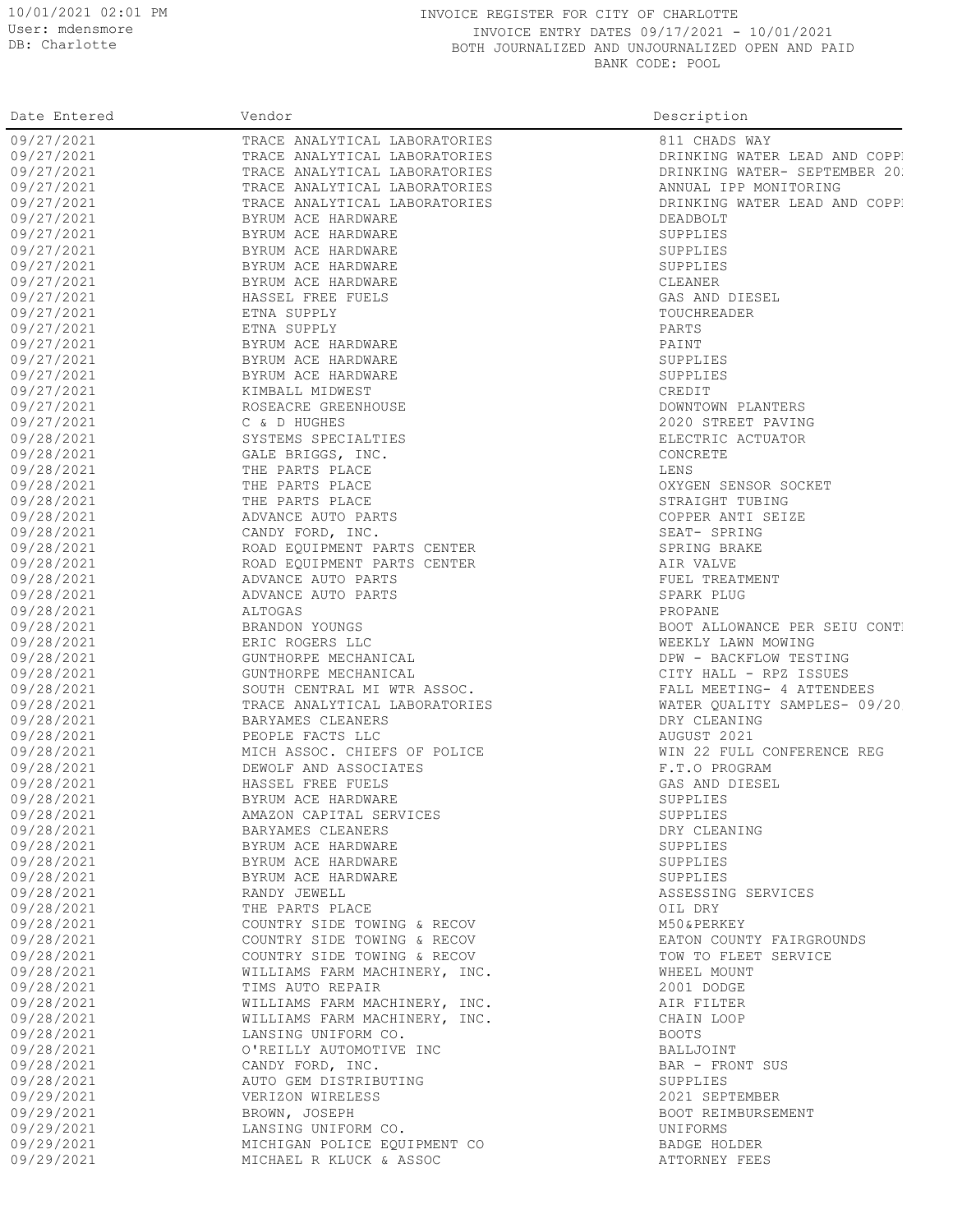10/01/2021 02:01 PM
User: mdensmore
DB: Charlotte

INVOICE REGISTER FOR CITY OF CHARLOTTE
INVOICE ENTRY DATES 09/17/2021 - 10/01/2021
BOTH JOURNALIZED AND UNJOURNALIZED OPEN AND PAID
BANK CODE: POOL

| Date Entered | Vendor | Description |
|---|---|---|
| 09/27/2021 | TRACE ANALYTICAL LABORATORIES | 811 CHADS WAY |
| 09/27/2021 | TRACE ANALYTICAL LABORATORIES | DRINKING WATER LEAD AND COPP |
| 09/27/2021 | TRACE ANALYTICAL LABORATORIES | DRINKING WATER- SEPTEMBER 20 |
| 09/27/2021 | TRACE ANALYTICAL LABORATORIES | ANNUAL IPP MONITORING |
| 09/27/2021 | TRACE ANALYTICAL LABORATORIES | DRINKING WATER LEAD AND COPP |
| 09/27/2021 | BYRUM ACE HARDWARE | DEADBOLT |
| 09/27/2021 | BYRUM ACE HARDWARE | SUPPLIES |
| 09/27/2021 | BYRUM ACE HARDWARE | SUPPLIES |
| 09/27/2021 | BYRUM ACE HARDWARE | SUPPLIES |
| 09/27/2021 | BYRUM ACE HARDWARE | CLEANER |
| 09/27/2021 | HASSEL FREE FUELS | GAS AND DIESEL |
| 09/27/2021 | ETNA SUPPLY | TOUCHREADER |
| 09/27/2021 | ETNA SUPPLY | PARTS |
| 09/27/2021 | BYRUM ACE HARDWARE | PAINT |
| 09/27/2021 | BYRUM ACE HARDWARE | SUPPLIES |
| 09/27/2021 | BYRUM ACE HARDWARE | SUPPLIES |
| 09/27/2021 | KIMBALL MIDWEST | CREDIT |
| 09/27/2021 | ROSEACRE GREENHOUSE | DOWNTOWN PLANTERS |
| 09/27/2021 | C & D HUGHES | 2020 STREET PAVING |
| 09/28/2021 | SYSTEMS SPECIALTIES | ELECTRIC ACTUATOR |
| 09/28/2021 | GALE BRIGGS, INC. | CONCRETE |
| 09/28/2021 | THE PARTS PLACE | LENS |
| 09/28/2021 | THE PARTS PLACE | OXYGEN SENSOR SOCKET |
| 09/28/2021 | THE PARTS PLACE | STRAIGHT TUBING |
| 09/28/2021 | ADVANCE AUTO PARTS | COPPER ANTI SEIZE |
| 09/28/2021 | CANDY FORD, INC. | SEAT- SPRING |
| 09/28/2021 | ROAD EQUIPMENT PARTS CENTER | SPRING BRAKE |
| 09/28/2021 | ROAD EQUIPMENT PARTS CENTER | AIR VALVE |
| 09/28/2021 | ADVANCE AUTO PARTS | FUEL TREATMENT |
| 09/28/2021 | ADVANCE AUTO PARTS | SPARK PLUG |
| 09/28/2021 | ALTOGAS | PROPANE |
| 09/28/2021 | BRANDON YOUNGS | BOOT ALLOWANCE PER SEIU CONT |
| 09/28/2021 | ERIC ROGERS LLC | WEEKLY LAWN MOWING |
| 09/28/2021 | GUNTHORPE MECHANICAL | DPW - BACKFLOW TESTING |
| 09/28/2021 | GUNTHORPE MECHANICAL | CITY HALL - RPZ ISSUES |
| 09/28/2021 | SOUTH CENTRAL MI WTR ASSOC. | FALL MEETING- 4 ATTENDEES |
| 09/28/2021 | TRACE ANALYTICAL LABORATORIES | WATER QUALITY SAMPLES- 09/20 |
| 09/28/2021 | BARYAMES CLEANERS | DRY CLEANING |
| 09/28/2021 | PEOPLE FACTS LLC | AUGUST 2021 |
| 09/28/2021 | MICH ASSOC. CHIEFS OF POLICE | WIN 22 FULL CONFERENCE REG |
| 09/28/2021 | DEWOLF AND ASSOCIATES | F.T.O PROGRAM |
| 09/28/2021 | HASSEL FREE FUELS | GAS AND DIESEL |
| 09/28/2021 | BYRUM ACE HARDWARE | SUPPLIES |
| 09/28/2021 | AMAZON CAPITAL SERVICES | SUPPLIES |
| 09/28/2021 | BARYAMES CLEANERS | DRY CLEANING |
| 09/28/2021 | BYRUM ACE HARDWARE | SUPPLIES |
| 09/28/2021 | BYRUM ACE HARDWARE | SUPPLIES |
| 09/28/2021 | BYRUM ACE HARDWARE | SUPPLIES |
| 09/28/2021 | RANDY JEWELL | ASSESSING SERVICES |
| 09/28/2021 | THE PARTS PLACE | OIL DRY |
| 09/28/2021 | COUNTRY SIDE TOWING & RECOV | M50&PERKEY |
| 09/28/2021 | COUNTRY SIDE TOWING & RECOV | EATON COUNTY FAIRGROUNDS |
| 09/28/2021 | COUNTRY SIDE TOWING & RECOV | TOW TO FLEET SERVICE |
| 09/28/2021 | WILLIAMS FARM MACHINERY, INC. | WHEEL MOUNT |
| 09/28/2021 | TIMS AUTO REPAIR | 2001 DODGE |
| 09/28/2021 | WILLIAMS FARM MACHINERY, INC. | AIR FILTER |
| 09/28/2021 | WILLIAMS FARM MACHINERY, INC. | CHAIN LOOP |
| 09/28/2021 | LANSING UNIFORM CO. | BOOTS |
| 09/28/2021 | O'REILLY AUTOMOTIVE INC | BALLJOINT |
| 09/28/2021 | CANDY FORD, INC. | BAR - FRONT SUS |
| 09/28/2021 | AUTO GEM DISTRIBUTING | SUPPLIES |
| 09/29/2021 | VERIZON WIRELESS | 2021 SEPTEMBER |
| 09/29/2021 | BROWN, JOSEPH | BOOT REIMBURSEMENT |
| 09/29/2021 | LANSING UNIFORM CO. | UNIFORMS |
| 09/29/2021 | MICHIGAN POLICE EQUIPMENT CO | BADGE HOLDER |
| 09/29/2021 | MICHAEL R KLUCK & ASSOC | ATTORNEY FEES |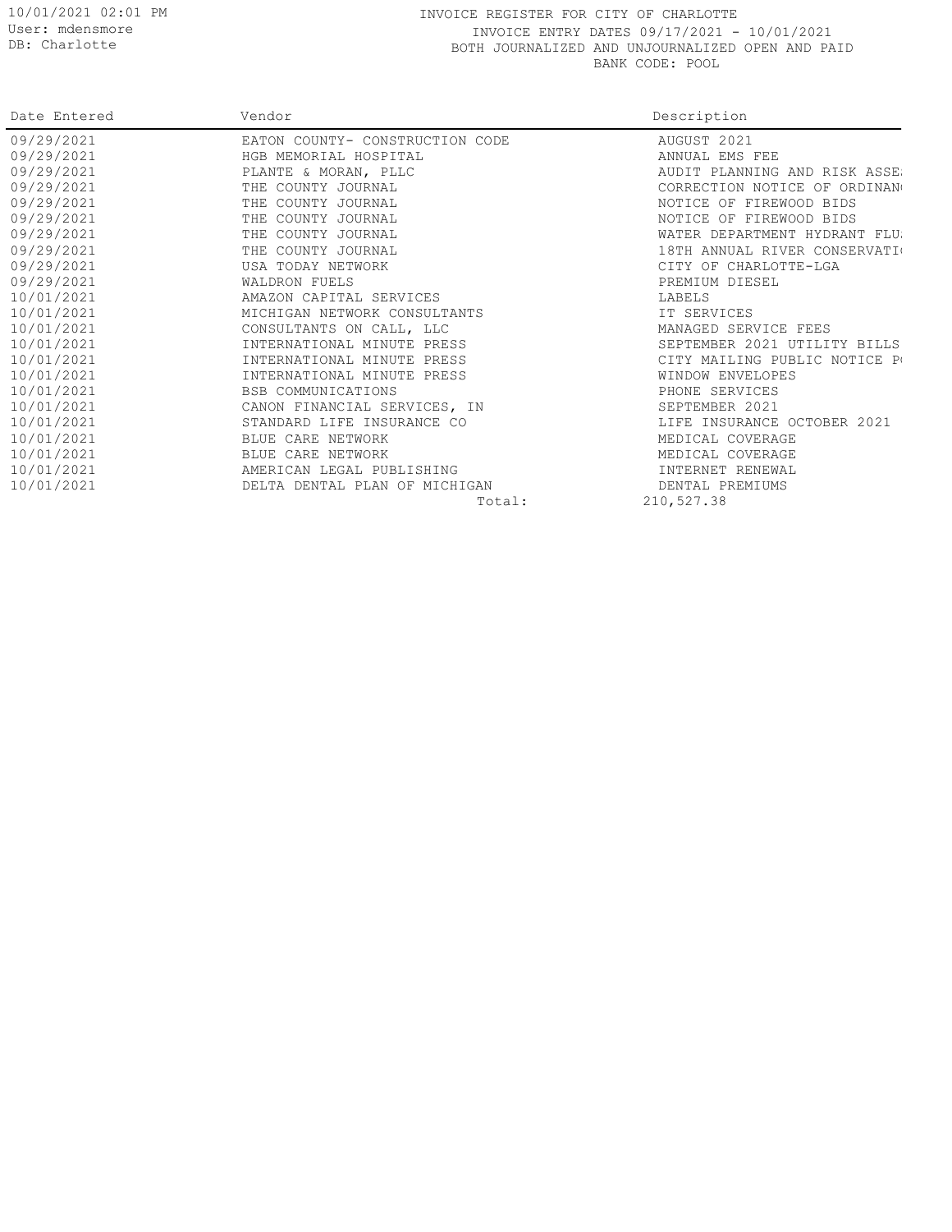# INVOICE REGISTER FOR CITY OF CHARLOTTE

INVOICE ENTRY DATES 09/17/2021 - 10/01/2021

BOTH JOURNALIZED AND UNJOURNALIZED OPEN AND PAID

BANK CODE: POOL

| Date Entered | Vendor | Description |
|---|---|---|
| 09/29/2021 | EATON COUNTY- CONSTRUCTION CODE | AUGUST 2021 |
| 09/29/2021 | HGB MEMORIAL HOSPITAL | ANNUAL EMS FEE |
| 09/29/2021 | PLANTE & MORAN, PLLC | AUDIT PLANNING AND RISK ASSE |
| 09/29/2021 | THE COUNTY JOURNAL | CORRECTION NOTICE OF ORDINAN |
| 09/29/2021 | THE COUNTY JOURNAL | NOTICE OF FIREWOOD BIDS |
| 09/29/2021 | THE COUNTY JOURNAL | NOTICE OF FIREWOOD BIDS |
| 09/29/2021 | THE COUNTY JOURNAL | WATER DEPARTMENT HYDRANT FLU |
| 09/29/2021 | THE COUNTY JOURNAL | 18TH ANNUAL RIVER CONSERVATI |
| 09/29/2021 | USA TODAY NETWORK | CITY OF CHARLOTTE-LGA |
| 09/29/2021 | WALDRON FUELS | PREMIUM DIESEL |
| 10/01/2021 | AMAZON CAPITAL SERVICES | LABELS |
| 10/01/2021 | MICHIGAN NETWORK CONSULTANTS | IT SERVICES |
| 10/01/2021 | CONSULTANTS ON CALL, LLC | MANAGED SERVICE FEES |
| 10/01/2021 | INTERNATIONAL MINUTE PRESS | SEPTEMBER 2021 UTILITY BILLS |
| 10/01/2021 | INTERNATIONAL MINUTE PRESS | CITY MAILING PUBLIC NOTICE P |
| 10/01/2021 | INTERNATIONAL MINUTE PRESS | WINDOW ENVELOPES |
| 10/01/2021 | BSB COMMUNICATIONS | PHONE SERVICES |
| 10/01/2021 | CANON FINANCIAL SERVICES, IN | SEPTEMBER 2021 |
| 10/01/2021 | STANDARD LIFE INSURANCE CO | LIFE INSURANCE OCTOBER 2021 |
| 10/01/2021 | BLUE CARE NETWORK | MEDICAL COVERAGE |
| 10/01/2021 | BLUE CARE NETWORK | MEDICAL COVERAGE |
| 10/01/2021 | AMERICAN LEGAL PUBLISHING | INTERNET RENEWAL |
| 10/01/2021 | DELTA DENTAL PLAN OF MICHIGAN | DENTAL PREMIUMS |
| | Total: | 210,527.38 |